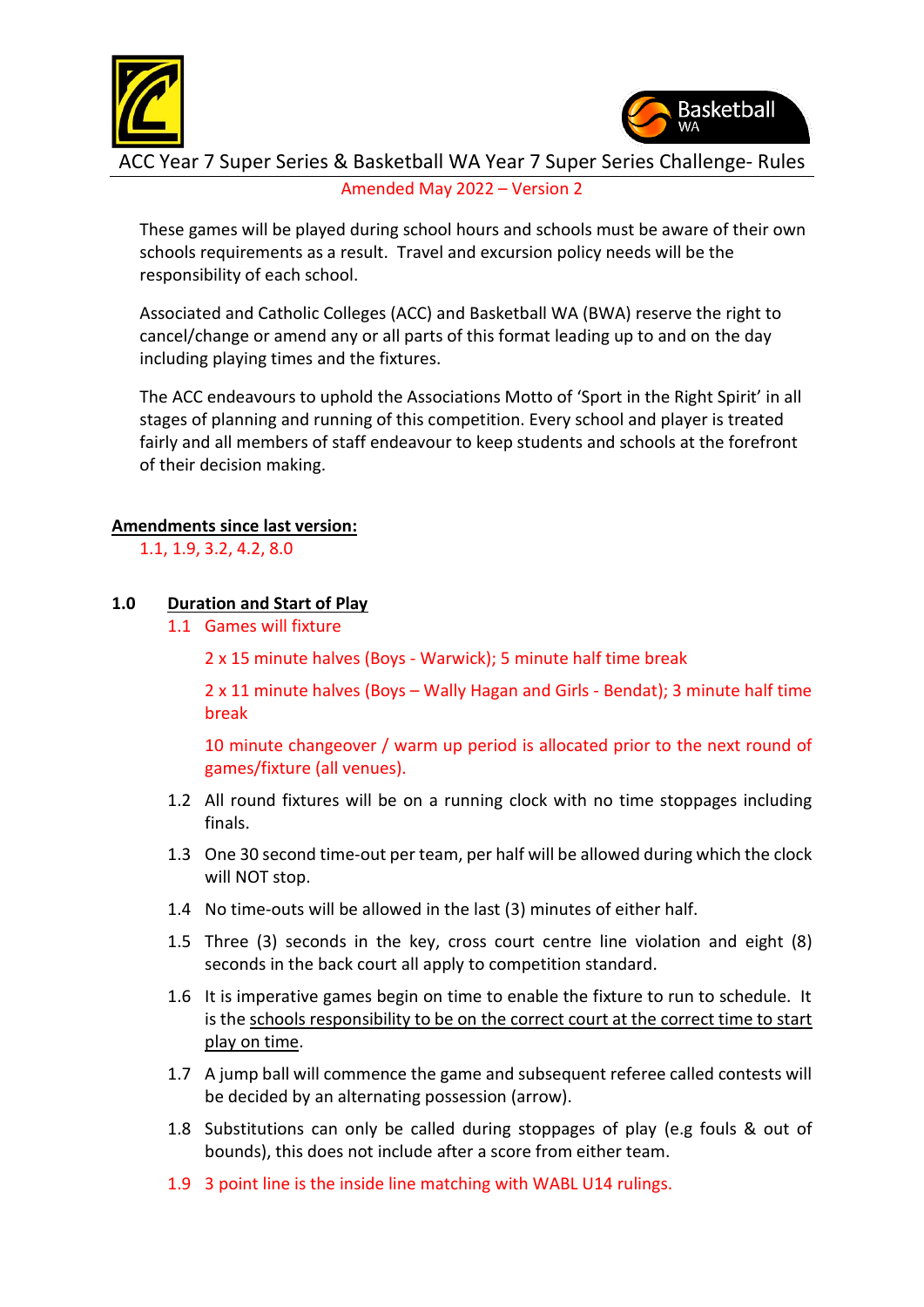# ACC Year 7 Super Series & Basketball WA Year 7 Super Series Challenge- Rules

Amended May 2022 – Version 2

These games will be played during school hours and schools must be aware of their own schools requirements as a result. Travel and excursion policy needs will be the responsibility of each school.

Associated and Catholic Colleges (ACC) and Basketball WA (BWA) reserve the right to cancel/change or amend any or all parts of this format leading up to and on the day including playing times and the fixtures.

The ACC endeavours to uphold the Associations Motto of 'Sport in the Right Spirit' in all stages of planning and running of this competition. Every school and player is treated fairly and all members of staff endeavour to keep students and schools at the forefront of their decision making.

**Amendments since last version:**

1.1, 1.9, 3.2, 4.2, 8.0

## 1.0 Duration and Start of Play

1.1 Games will fixture

2 x 15 minute halves (Boys - Warwick); 5 minute half time break

2 x 11 minute halves (Boys – Wally Hagan and Girls - Bendat); 3 minute half time break

10 minute changeover / warm up period is allocated prior to the next round of games/fixture (all venues).

1.2 All round fixtures will be on a running clock with no time stoppages including finals.

1.3 One 30 second time-out per team, per half will be allowed during which the clock will NOT stop.

1.4 No time-outs will be allowed in the last (3) minutes of either half.

1.5 Three (3) seconds in the key, cross court centre line violation and eight (8) seconds in the back court all apply to competition standard.

1.6 It is imperative games begin on time to enable the fixture to run to schedule. It is the schools responsibility to be on the correct court at the correct time to start play on time.

1.7 A jump ball will commence the game and subsequent referee called contests will be decided by an alternating possession (arrow).

1.8 Substitutions can only be called during stoppages of play (e.g fouls & out of bounds), this does not include after a score from either team.

1.9 3 point line is the inside line matching with WABL U14 rulings.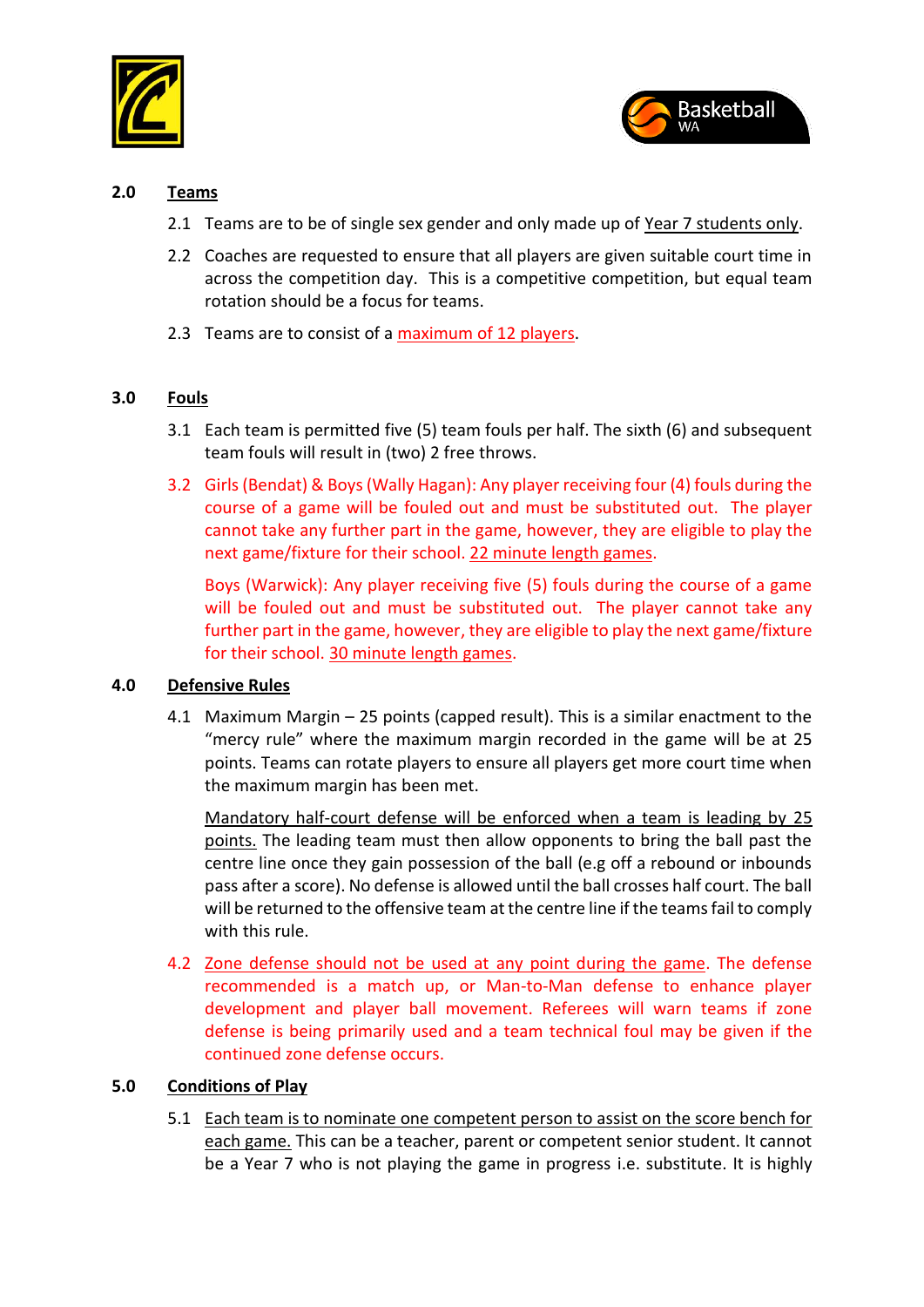## 2.0 Teams

2.1 Teams are to be of single sex gender and only made up of Year 7 students only.

2.2 Coaches are requested to ensure that all players are given suitable court time in across the competition day. This is a competitive competition, but equal team rotation should be a focus for teams.

2.3 Teams are to consist of a maximum of 12 players.

## 3.0 Fouls

3.1 Each team is permitted five (5) team fouls per half. The sixth (6) and subsequent team fouls will result in (two) 2 free throws.

3.2 Girls (Bendat) & Boys (Wally Hagan): Any player receiving four (4) fouls during the course of a game will be fouled out and must be substituted out. The player cannot take any further part in the game, however, they are eligible to play the next game/fixture for their school. 22 minute length games.

Boys (Warwick): Any player receiving five (5) fouls during the course of a game will be fouled out and must be substituted out. The player cannot take any further part in the game, however, they are eligible to play the next game/fixture for their school. 30 minute length games.

## 4.0 Defensive Rules

4.1 Maximum Margin – 25 points (capped result). This is a similar enactment to the "mercy rule" where the maximum margin recorded in the game will be at 25 points. Teams can rotate players to ensure all players get more court time when the maximum margin has been met.

Mandatory half-court defense will be enforced when a team is leading by 25 points. The leading team must then allow opponents to bring the ball past the centre line once they gain possession of the ball (e.g off a rebound or inbounds pass after a score). No defense is allowed until the ball crosses half court. The ball will be returned to the offensive team at the centre line if the teams fail to comply with this rule.

4.2 Zone defense should not be used at any point during the game. The defense recommended is a match up, or Man-to-Man defense to enhance player development and player ball movement. Referees will warn teams if zone defense is being primarily used and a team technical foul may be given if the continued zone defense occurs.

## 5.0 Conditions of Play

5.1 Each team is to nominate one competent person to assist on the score bench for each game. This can be a teacher, parent or competent senior student. It cannot be a Year 7 who is not playing the game in progress i.e. substitute. It is highly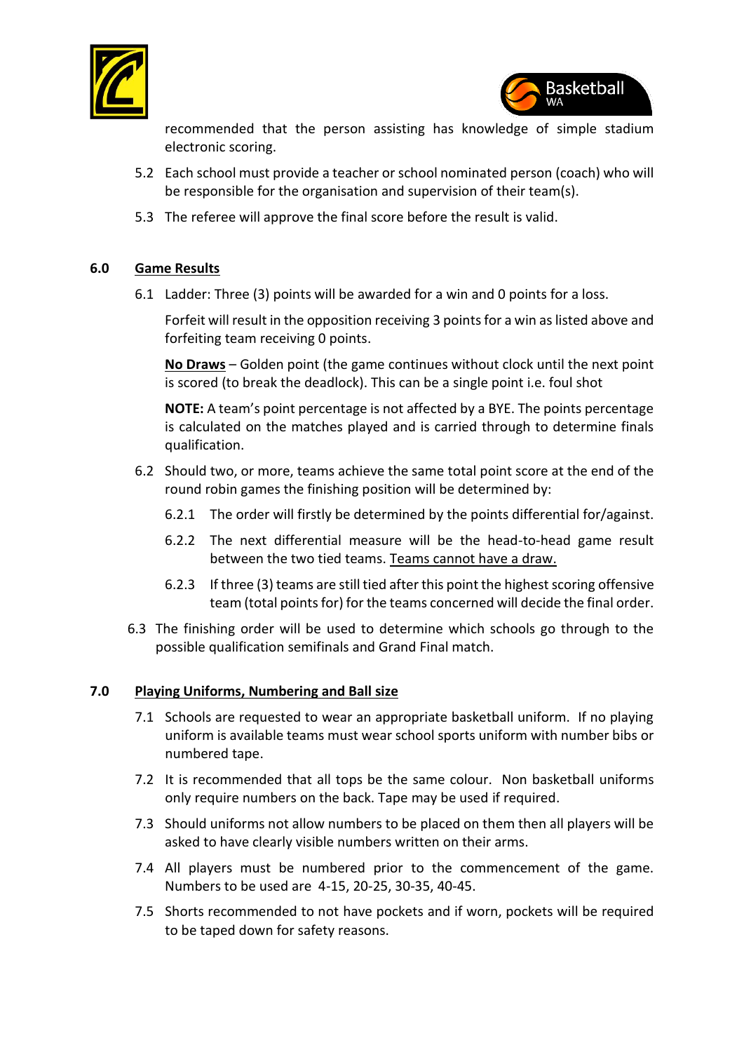recommended that the person assisting has knowledge of simple stadium electronic scoring.

5.2 Each school must provide a teacher or school nominated person (coach) who will be responsible for the organisation and supervision of their team(s).

5.3 The referee will approve the final score before the result is valid.

## 6.0 Game Results

6.1 Ladder: Three (3) points will be awarded for a win and 0 points for a loss.

Forfeit will result in the opposition receiving 3 points for a win as listed above and forfeiting team receiving 0 points.

**No Draws** – Golden point (the game continues without clock until the next point is scored (to break the deadlock). This can be a single point i.e. foul shot

**NOTE:** A team's point percentage is not affected by a BYE. The points percentage is calculated on the matches played and is carried through to determine finals qualification.

6.2 Should two, or more, teams achieve the same total point score at the end of the round robin games the finishing position will be determined by:

6.2.1 The order will firstly be determined by the points differential for/against.

6.2.2 The next differential measure will be the head-to-head game result between the two tied teams. Teams cannot have a draw.

6.2.3 If three (3) teams are still tied after this point the highest scoring offensive team (total points for) for the teams concerned will decide the final order.

6.3 The finishing order will be used to determine which schools go through to the possible qualification semifinals and Grand Final match.

## 7.0 Playing Uniforms, Numbering and Ball size

7.1 Schools are requested to wear an appropriate basketball uniform. If no playing uniform is available teams must wear school sports uniform with number bibs or numbered tape.

7.2 It is recommended that all tops be the same colour. Non basketball uniforms only require numbers on the back. Tape may be used if required.

7.3 Should uniforms not allow numbers to be placed on them then all players will be asked to have clearly visible numbers written on their arms.

7.4 All players must be numbered prior to the commencement of the game. Numbers to be used are 4-15, 20-25, 30-35, 40-45.

7.5 Shorts recommended to not have pockets and if worn, pockets will be required to be taped down for safety reasons.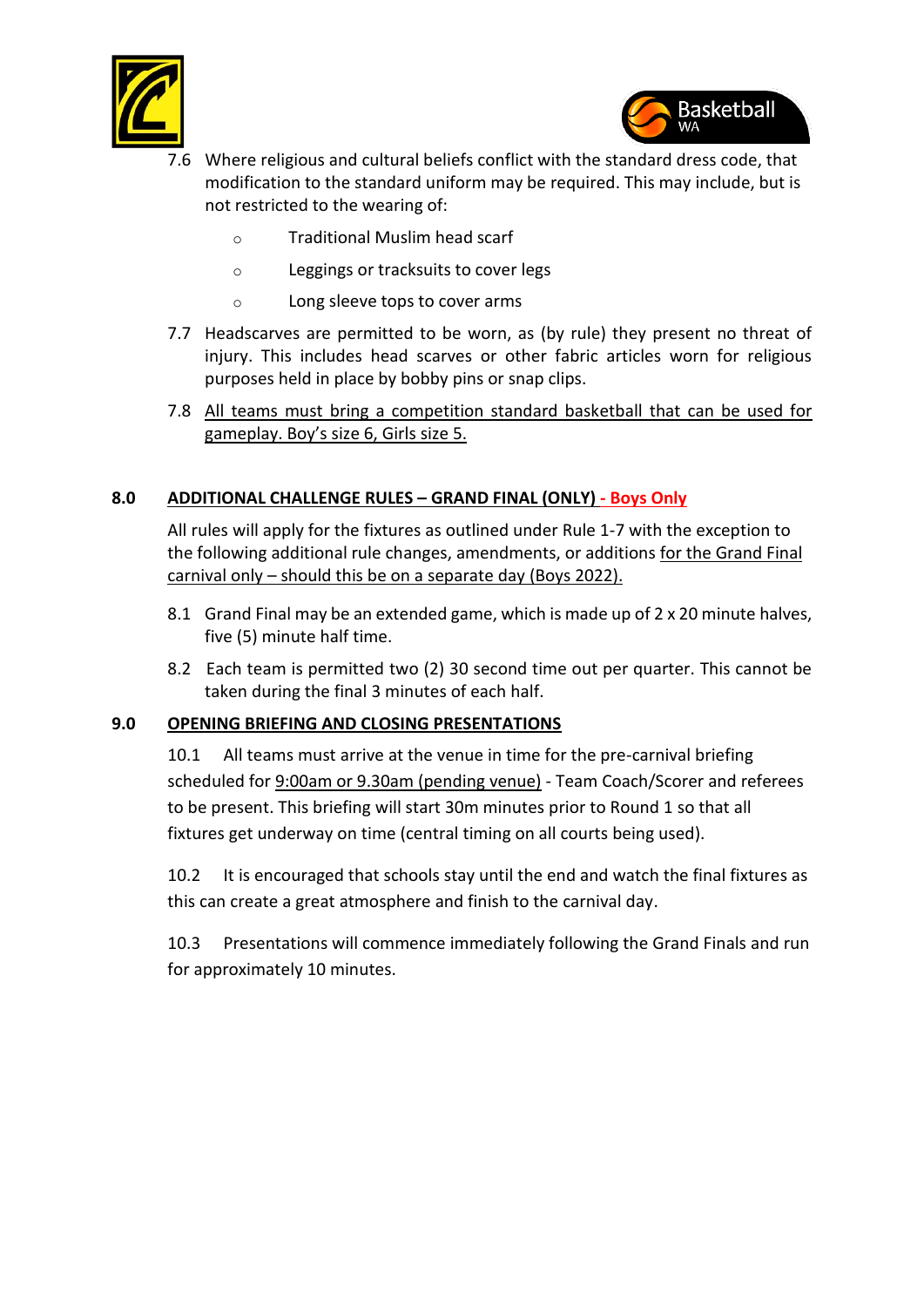7.6 Where religious and cultural beliefs conflict with the standard dress code, that modification to the standard uniform may be required. This may include, but is not restricted to the wearing of:

- Traditional Muslim head scarf
- Leggings or tracksuits to cover legs
- Long sleeve tops to cover arms

7.7 Headscarves are permitted to be worn, as (by rule) they present no threat of injury. This includes head scarves or other fabric articles worn for religious purposes held in place by bobby pins or snap clips.

7.8 <u>All teams must bring a competition standard basketball that can be used for gameplay. Boy's size 6, Girls size 5.</u>

## 8.0 <u>ADDITIONAL CHALLENGE RULES – GRAND FINAL (ONLY) - Boys Only</u>

All rules will apply for the fixtures as outlined under Rule 1-7 with the exception to the following additional rule changes, amendments, or additions <u>for the Grand Final carnival only – should this be on a separate day (Boys 2022).</u>

8.1 Grand Final may be an extended game, which is made up of 2 x 20 minute halves, five (5) minute half time.

8.2 Each team is permitted two (2) 30 second time out per quarter. This cannot be taken during the final 3 minutes of each half.

## 9.0 <u>OPENING BRIEFING AND CLOSING PRESENTATIONS</u>

10.1 All teams must arrive at the venue in time for the pre-carnival briefing scheduled for <u>9:00am or 9.30am (pending venue)</u> - Team Coach/Scorer and referees to be present. This briefing will start 30m minutes prior to Round 1 so that all fixtures get underway on time (central timing on all courts being used).

10.2 It is encouraged that schools stay until the end and watch the final fixtures as this can create a great atmosphere and finish to the carnival day.

10.3 Presentations will commence immediately following the Grand Finals and run for approximately 10 minutes.